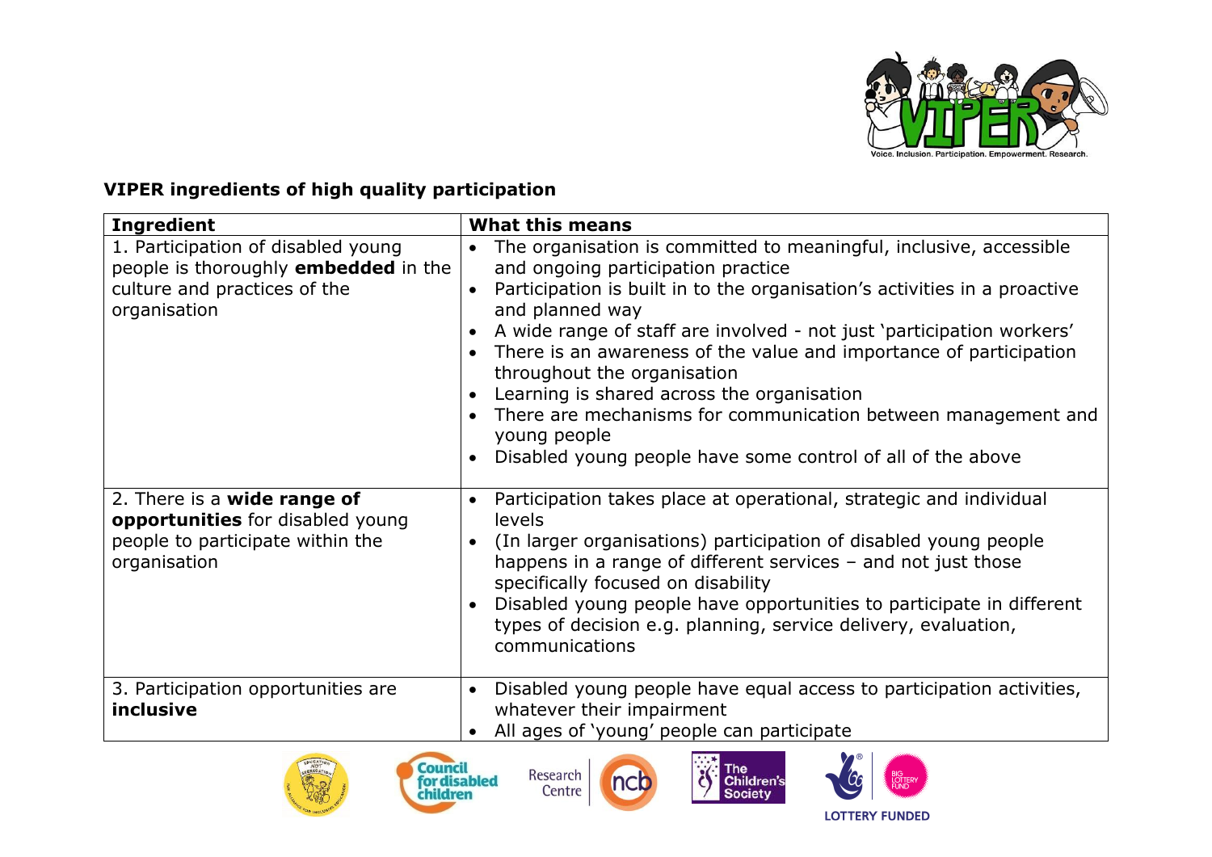## VIPER ingredients of high quality participation

| Ingredient | What this means |
|---|---|
| 1. Participation of disabled young people is thoroughly **embedded** in the culture and practices of the organisation | • The organisation is committed to meaningful, inclusive, accessible and ongoing participation practice<br>• Participation is built in to the organisation's activities in a proactive and planned way<br>• A wide range of staff are involved - not just 'participation workers'<br>• There is an awareness of the value and importance of participation throughout the organisation<br>• Learning is shared across the organisation<br>• There are mechanisms for communication between management and young people<br>• Disabled young people have some control of all of the above |
| 2. There is a **wide range of opportunities** for disabled young people to participate within the organisation | • Participation takes place at operational, strategic and individual levels<br>• (In larger organisations) participation of disabled young people happens in a range of different services – and not just those specifically focused on disability<br>• Disabled young people have opportunities to participate in different types of decision e.g. planning, service delivery, evaluation, communications |
| 3. Participation opportunities are **inclusive** | • Disabled young people have equal access to participation activities, whatever their impairment<br>• All ages of 'young' people can participate |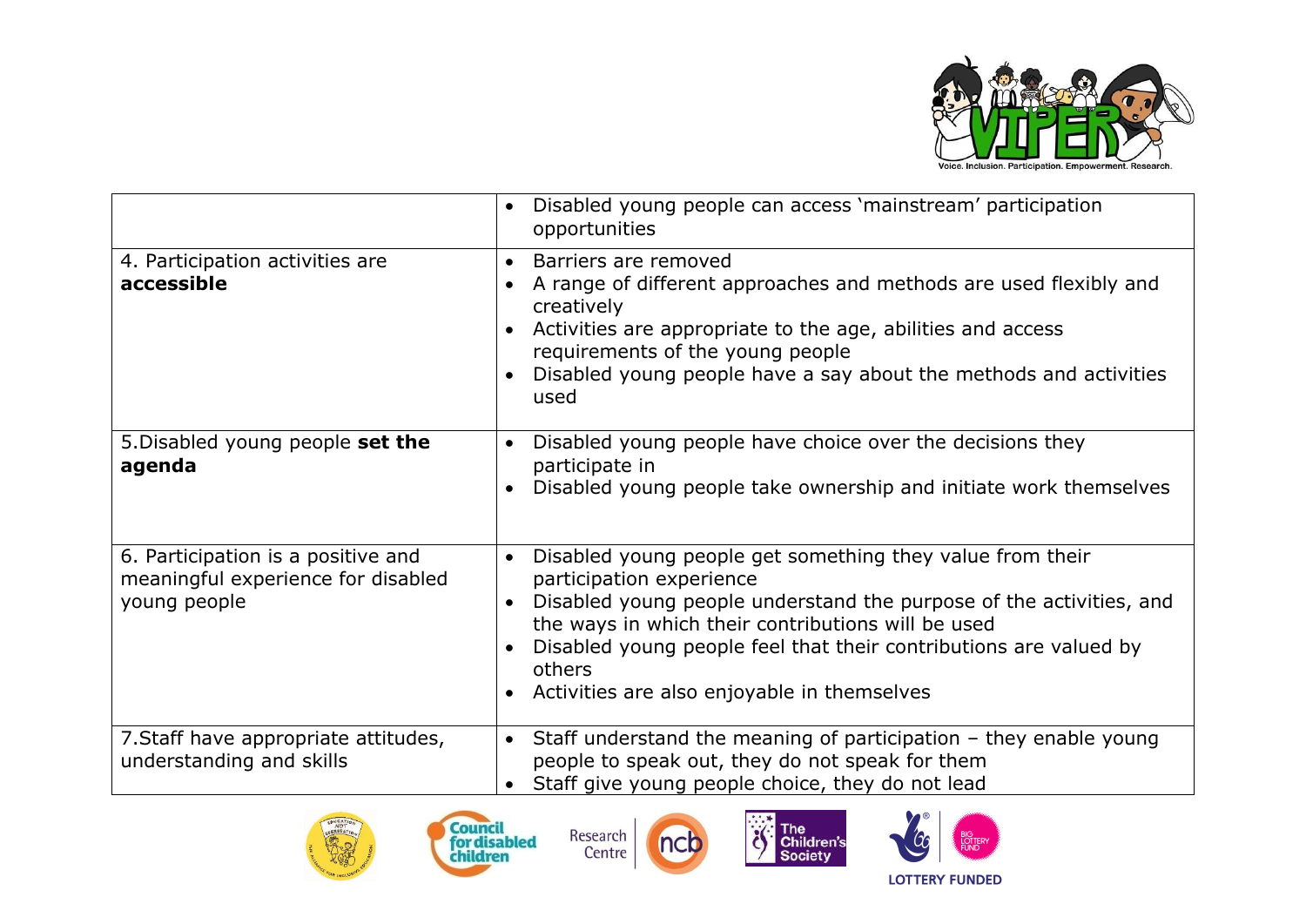| | |
|---|---|
| | • Disabled young people can access 'mainstream' participation opportunities |
| 4. Participation activities are **accessible** | • Barriers are removed<br>• A range of different approaches and methods are used flexibly and creatively<br>• Activities are appropriate to the age, abilities and access requirements of the young people<br>• Disabled young people have a say about the methods and activities used |
| 5.Disabled young people **set the agenda** | • Disabled young people have choice over the decisions they participate in<br>• Disabled young people take ownership and initiate work themselves |
| 6. Participation is a positive and meaningful experience for disabled young people | • Disabled young people get something they value from their participation experience<br>• Disabled young people understand the purpose of the activities, and the ways in which their contributions will be used<br>• Disabled young people feel that their contributions are valued by others<br>• Activities are also enjoyable in themselves |
| 7.Staff have appropriate attitudes, understanding and skills | • Staff understand the meaning of participation – they enable young people to speak out, they do not speak for them<br>• Staff give young people choice, they do not lead |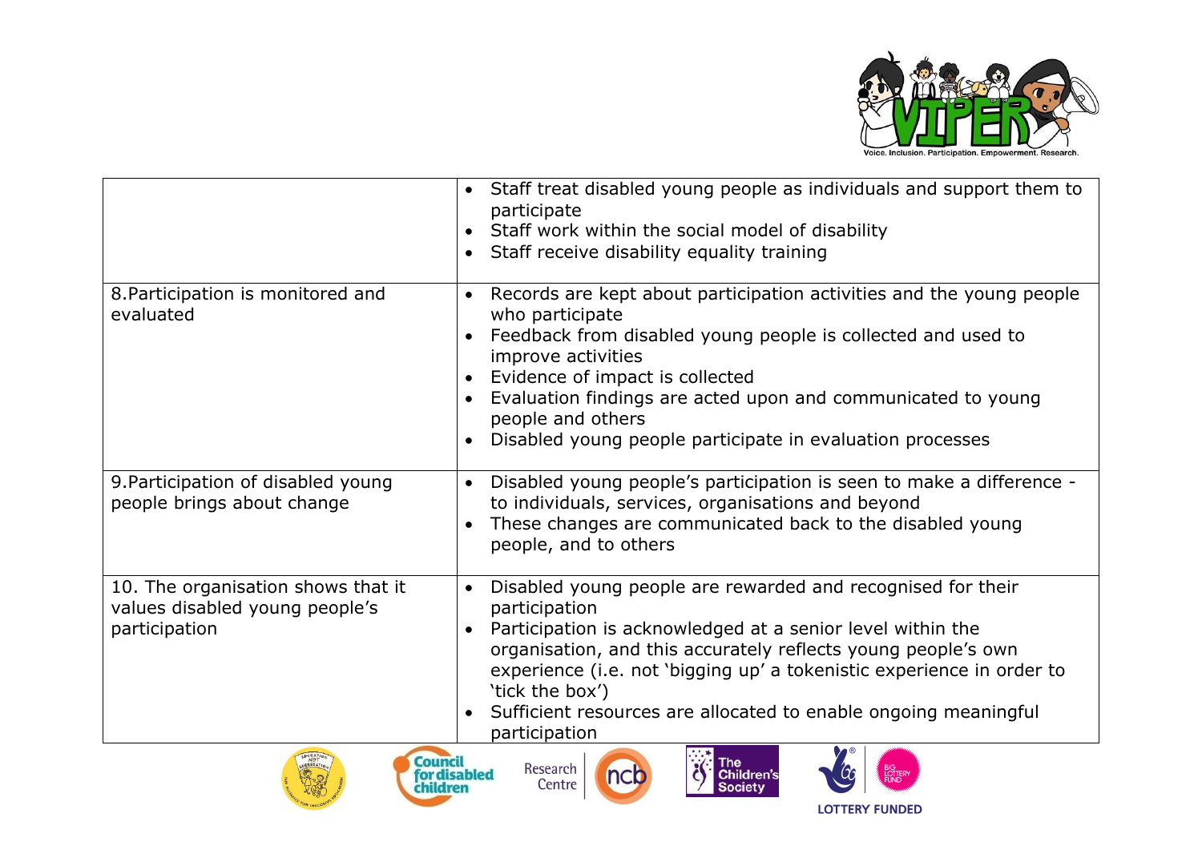| | |
|---|---|
| | • Staff treat disabled young people as individuals and support them to participate<br>• Staff work within the social model of disability<br>• Staff receive disability equality training |
| 8. Participation is monitored and evaluated | • Records are kept about participation activities and the young people who participate<br>• Feedback from disabled young people is collected and used to improve activities<br>• Evidence of impact is collected<br>• Evaluation findings are acted upon and communicated to young people and others<br>• Disabled young people participate in evaluation processes |
| 9. Participation of disabled young people brings about change | • Disabled young people's participation is seen to make a difference - to individuals, services, organisations and beyond<br>• These changes are communicated back to the disabled young people, and to others |
| 10. The organisation shows that it values disabled young people's participation | • Disabled young people are rewarded and recognised for their participation<br>• Participation is acknowledged at a senior level within the organisation, and this accurately reflects young people's own experience (i.e. not 'bigging up' a tokenistic experience in order to 'tick the box')<br>• Sufficient resources are allocated to enable ongoing meaningful participation |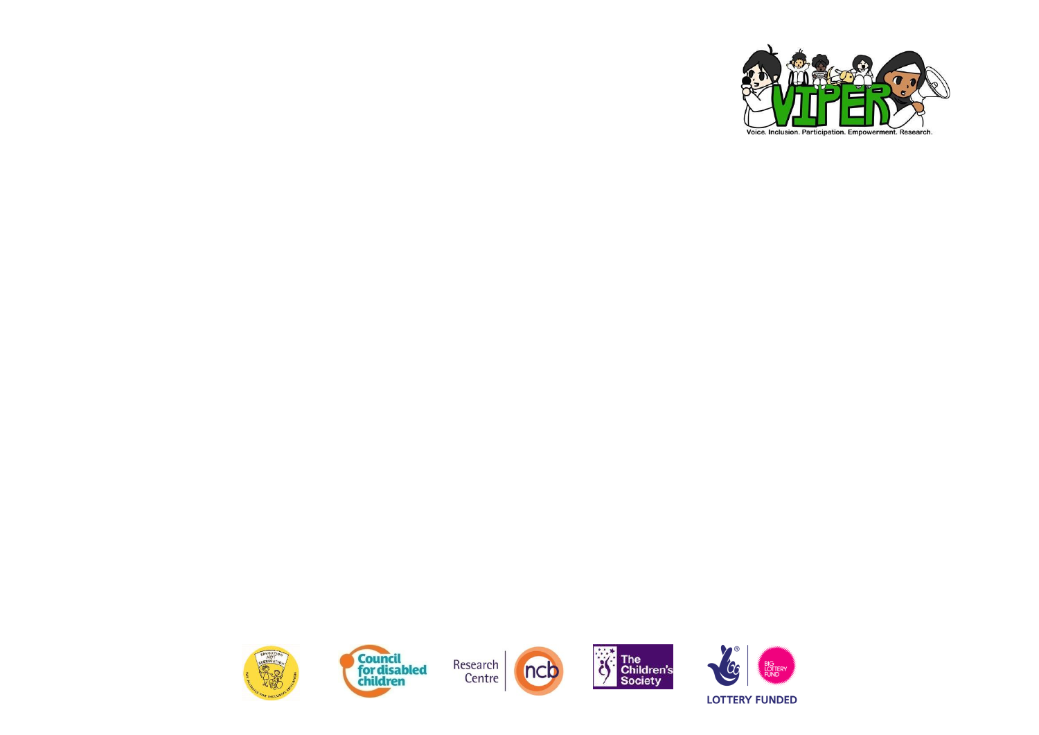Voice. Inclusion. Participation. Empowerment. Research.

Research Centre

LOTTERY FUNDED